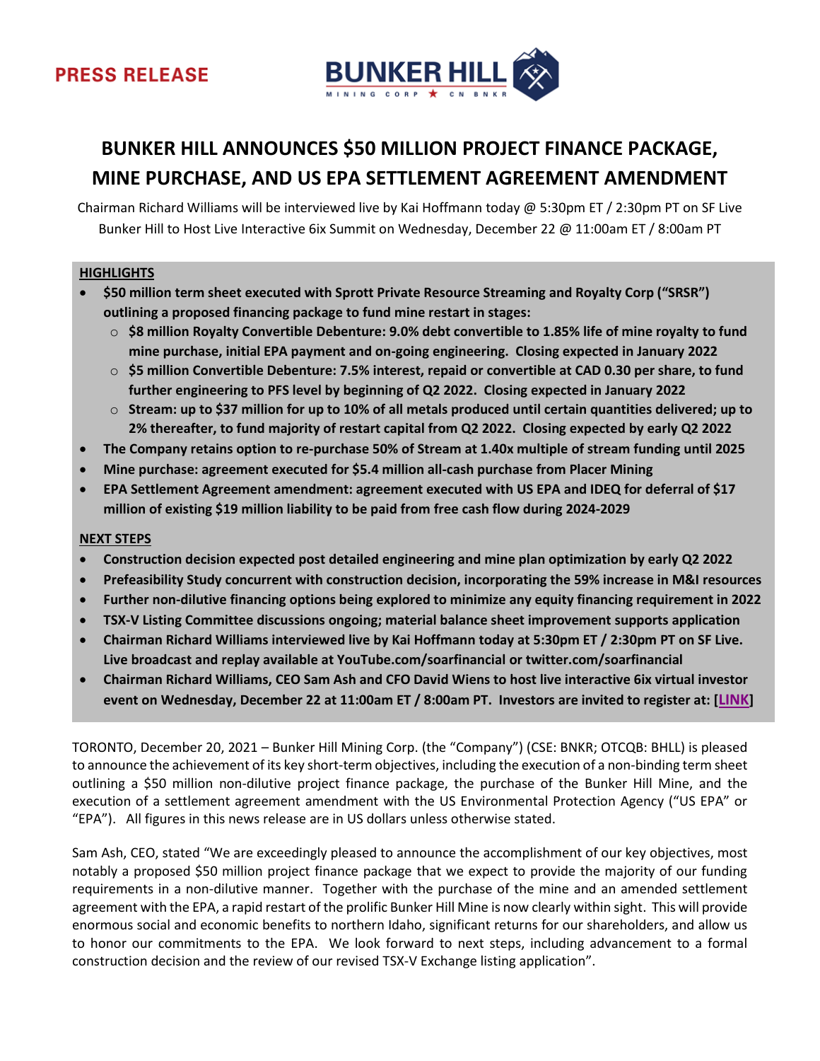PRESS RELEASE

BUNKER HILL
MINING CORP ★ CN BNKR

# BUNKER HILL ANNOUNCES $50 MILLION PROJECT FINANCE PACKAGE, MINE PURCHASE, AND US EPA SETTLEMENT AGREEMENT AMENDMENT

Chairman Richard Williams will be interviewed live by Kai Hoffmann today @ 5:30pm ET / 2:30pm PT on SF Live
Bunker Hill to Host Live Interactive 6ix Summit on Wednesday, December 22 @ 11:00am ET / 8:00am PT

## HIGHLIGHTS

- **$50 million term sheet executed with Sprott Private Resource Streaming and Royalty Corp ("SRSR") outlining a proposed financing package to fund mine restart in stages:**
  - **$8 million Royalty Convertible Debenture: 9.0% debt convertible to 1.85% life of mine royalty to fund mine purchase, initial EPA payment and on-going engineering. Closing expected in January 2022**
  - **$5 million Convertible Debenture: 7.5% interest, repaid or convertible at CAD 0.30 per share, to fund further engineering to PFS level by beginning of Q2 2022. Closing expected in January 2022**
  - **Stream: up to $37 million for up to 10% of all metals produced until certain quantities delivered; up to 2% thereafter, to fund majority of restart capital from Q2 2022. Closing expected by early Q2 2022**
- **The Company retains option to re-purchase 50% of Stream at 1.40x multiple of stream funding until 2025**
- **Mine purchase: agreement executed for $5.4 million all-cash purchase from Placer Mining**
- **EPA Settlement Agreement amendment: agreement executed with US EPA and IDEQ for deferral of $17 million of existing $19 million liability to be paid from free cash flow during 2024-2029**

## NEXT STEPS

- **Construction decision expected post detailed engineering and mine plan optimization by early Q2 2022**
- **Prefeasibility Study concurrent with construction decision, incorporating the 59% increase in M&I resources**
- **Further non-dilutive financing options being explored to minimize any equity financing requirement in 2022**
- **TSX-V Listing Committee discussions ongoing; material balance sheet improvement supports application**
- **Chairman Richard Williams interviewed live by Kai Hoffmann today at 5:30pm ET / 2:30pm PT on SF Live. Live broadcast and replay available at YouTube.com/soarfinancial or twitter.com/soarfinancial**
- **Chairman Richard Williams, CEO Sam Ash and CFO David Wiens to host live interactive 6ix virtual investor event on Wednesday, December 22 at 11:00am ET / 8:00am PT. Investors are invited to register at: [LINK]**

TORONTO, December 20, 2021 – Bunker Hill Mining Corp. (the "Company") (CSE: BNKR; OTCQB: BHLL) is pleased to announce the achievement of its key short-term objectives, including the execution of a non-binding term sheet outlining a $50 million non-dilutive project finance package, the purchase of the Bunker Hill Mine, and the execution of a settlement agreement amendment with the US Environmental Protection Agency ("US EPA" or "EPA"). All figures in this news release are in US dollars unless otherwise stated.

Sam Ash, CEO, stated "We are exceedingly pleased to announce the accomplishment of our key objectives, most notably a proposed $50 million project finance package that we expect to provide the majority of our funding requirements in a non-dilutive manner. Together with the purchase of the mine and an amended settlement agreement with the EPA, a rapid restart of the prolific Bunker Hill Mine is now clearly within sight. This will provide enormous social and economic benefits to northern Idaho, significant returns for our shareholders, and allow us to honor our commitments to the EPA. We look forward to next steps, including advancement to a formal construction decision and the review of our revised TSX-V Exchange listing application".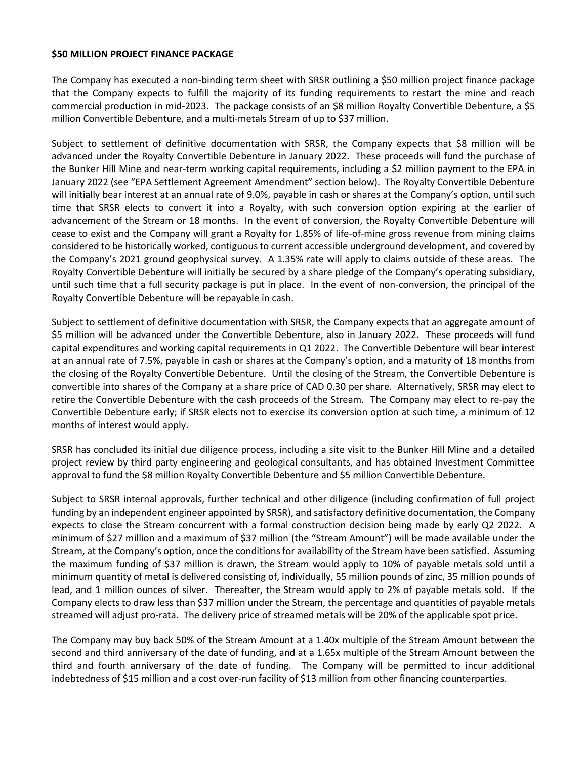**$50 MILLION PROJECT FINANCE PACKAGE**

The Company has executed a non-binding term sheet with SRSR outlining a $50 million project finance package that the Company expects to fulfill the majority of its funding requirements to restart the mine and reach commercial production in mid-2023. The package consists of an $8 million Royalty Convertible Debenture, a $5 million Convertible Debenture, and a multi-metals Stream of up to $37 million.

Subject to settlement of definitive documentation with SRSR, the Company expects that $8 million will be advanced under the Royalty Convertible Debenture in January 2022. These proceeds will fund the purchase of the Bunker Hill Mine and near-term working capital requirements, including a $2 million payment to the EPA in January 2022 (see "EPA Settlement Agreement Amendment" section below). The Royalty Convertible Debenture will initially bear interest at an annual rate of 9.0%, payable in cash or shares at the Company's option, until such time that SRSR elects to convert it into a Royalty, with such conversion option expiring at the earlier of advancement of the Stream or 18 months. In the event of conversion, the Royalty Convertible Debenture will cease to exist and the Company will grant a Royalty for 1.85% of life-of-mine gross revenue from mining claims considered to be historically worked, contiguous to current accessible underground development, and covered by the Company's 2021 ground geophysical survey. A 1.35% rate will apply to claims outside of these areas. The Royalty Convertible Debenture will initially be secured by a share pledge of the Company's operating subsidiary, until such time that a full security package is put in place. In the event of non-conversion, the principal of the Royalty Convertible Debenture will be repayable in cash.

Subject to settlement of definitive documentation with SRSR, the Company expects that an aggregate amount of $5 million will be advanced under the Convertible Debenture, also in January 2022. These proceeds will fund capital expenditures and working capital requirements in Q1 2022. The Convertible Debenture will bear interest at an annual rate of 7.5%, payable in cash or shares at the Company's option, and a maturity of 18 months from the closing of the Royalty Convertible Debenture. Until the closing of the Stream, the Convertible Debenture is convertible into shares of the Company at a share price of CAD 0.30 per share. Alternatively, SRSR may elect to retire the Convertible Debenture with the cash proceeds of the Stream. The Company may elect to re-pay the Convertible Debenture early; if SRSR elects not to exercise its conversion option at such time, a minimum of 12 months of interest would apply.

SRSR has concluded its initial due diligence process, including a site visit to the Bunker Hill Mine and a detailed project review by third party engineering and geological consultants, and has obtained Investment Committee approval to fund the $8 million Royalty Convertible Debenture and $5 million Convertible Debenture.

Subject to SRSR internal approvals, further technical and other diligence (including confirmation of full project funding by an independent engineer appointed by SRSR), and satisfactory definitive documentation, the Company expects to close the Stream concurrent with a formal construction decision being made by early Q2 2022. A minimum of $27 million and a maximum of $37 million (the "Stream Amount") will be made available under the Stream, at the Company's option, once the conditions for availability of the Stream have been satisfied. Assuming the maximum funding of $37 million is drawn, the Stream would apply to 10% of payable metals sold until a minimum quantity of metal is delivered consisting of, individually, 55 million pounds of zinc, 35 million pounds of lead, and 1 million ounces of silver. Thereafter, the Stream would apply to 2% of payable metals sold. If the Company elects to draw less than $37 million under the Stream, the percentage and quantities of payable metals streamed will adjust pro-rata. The delivery price of streamed metals will be 20% of the applicable spot price.

The Company may buy back 50% of the Stream Amount at a 1.40x multiple of the Stream Amount between the second and third anniversary of the date of funding, and at a 1.65x multiple of the Stream Amount between the third and fourth anniversary of the date of funding. The Company will be permitted to incur additional indebtedness of $15 million and a cost over-run facility of $13 million from other financing counterparties.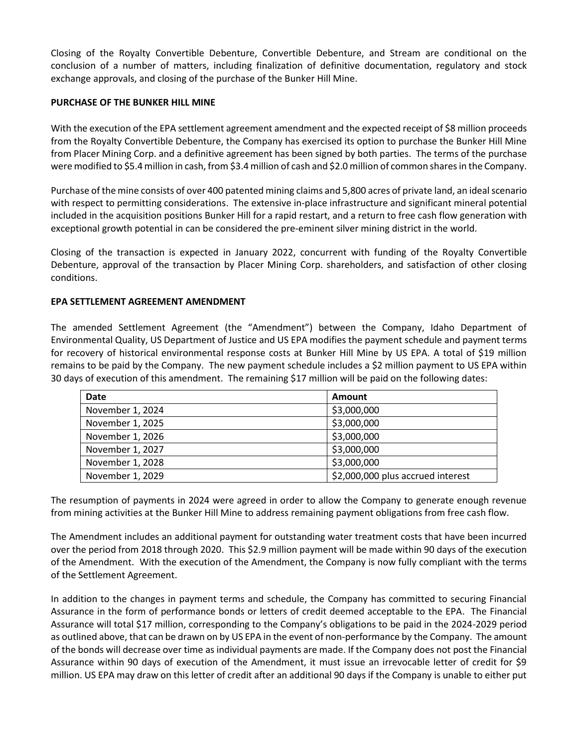Closing of the Royalty Convertible Debenture, Convertible Debenture, and Stream are conditional on the conclusion of a number of matters, including finalization of definitive documentation, regulatory and stock exchange approvals, and closing of the purchase of the Bunker Hill Mine.

**PURCHASE OF THE BUNKER HILL MINE**

With the execution of the EPA settlement agreement amendment and the expected receipt of $8 million proceeds from the Royalty Convertible Debenture, the Company has exercised its option to purchase the Bunker Hill Mine from Placer Mining Corp. and a definitive agreement has been signed by both parties. The terms of the purchase were modified to $5.4 million in cash, from $3.4 million of cash and $2.0 million of common shares in the Company.

Purchase of the mine consists of over 400 patented mining claims and 5,800 acres of private land, an ideal scenario with respect to permitting considerations. The extensive in-place infrastructure and significant mineral potential included in the acquisition positions Bunker Hill for a rapid restart, and a return to free cash flow generation with exceptional growth potential in can be considered the pre-eminent silver mining district in the world.

Closing of the transaction is expected in January 2022, concurrent with funding of the Royalty Convertible Debenture, approval of the transaction by Placer Mining Corp. shareholders, and satisfaction of other closing conditions.

**EPA SETTLEMENT AGREEMENT AMENDMENT**

The amended Settlement Agreement (the "Amendment") between the Company, Idaho Department of Environmental Quality, US Department of Justice and US EPA modifies the payment schedule and payment terms for recovery of historical environmental response costs at Bunker Hill Mine by US EPA. A total of $19 million remains to be paid by the Company. The new payment schedule includes a $2 million payment to US EPA within 30 days of execution of this amendment. The remaining $17 million will be paid on the following dates:

| Date | Amount |
|---|---|
| November 1, 2024 | $3,000,000 |
| November 1, 2025 | $3,000,000 |
| November 1, 2026 | $3,000,000 |
| November 1, 2027 | $3,000,000 |
| November 1, 2028 | $3,000,000 |
| November 1, 2029 | $2,000,000 plus accrued interest |

The resumption of payments in 2024 were agreed in order to allow the Company to generate enough revenue from mining activities at the Bunker Hill Mine to address remaining payment obligations from free cash flow.

The Amendment includes an additional payment for outstanding water treatment costs that have been incurred over the period from 2018 through 2020. This $2.9 million payment will be made within 90 days of the execution of the Amendment. With the execution of the Amendment, the Company is now fully compliant with the terms of the Settlement Agreement.

In addition to the changes in payment terms and schedule, the Company has committed to securing Financial Assurance in the form of performance bonds or letters of credit deemed acceptable to the EPA. The Financial Assurance will total $17 million, corresponding to the Company's obligations to be paid in the 2024-2029 period as outlined above, that can be drawn on by US EPA in the event of non-performance by the Company. The amount of the bonds will decrease over time as individual payments are made. If the Company does not post the Financial Assurance within 90 days of execution of the Amendment, it must issue an irrevocable letter of credit for $9 million. US EPA may draw on this letter of credit after an additional 90 days if the Company is unable to either put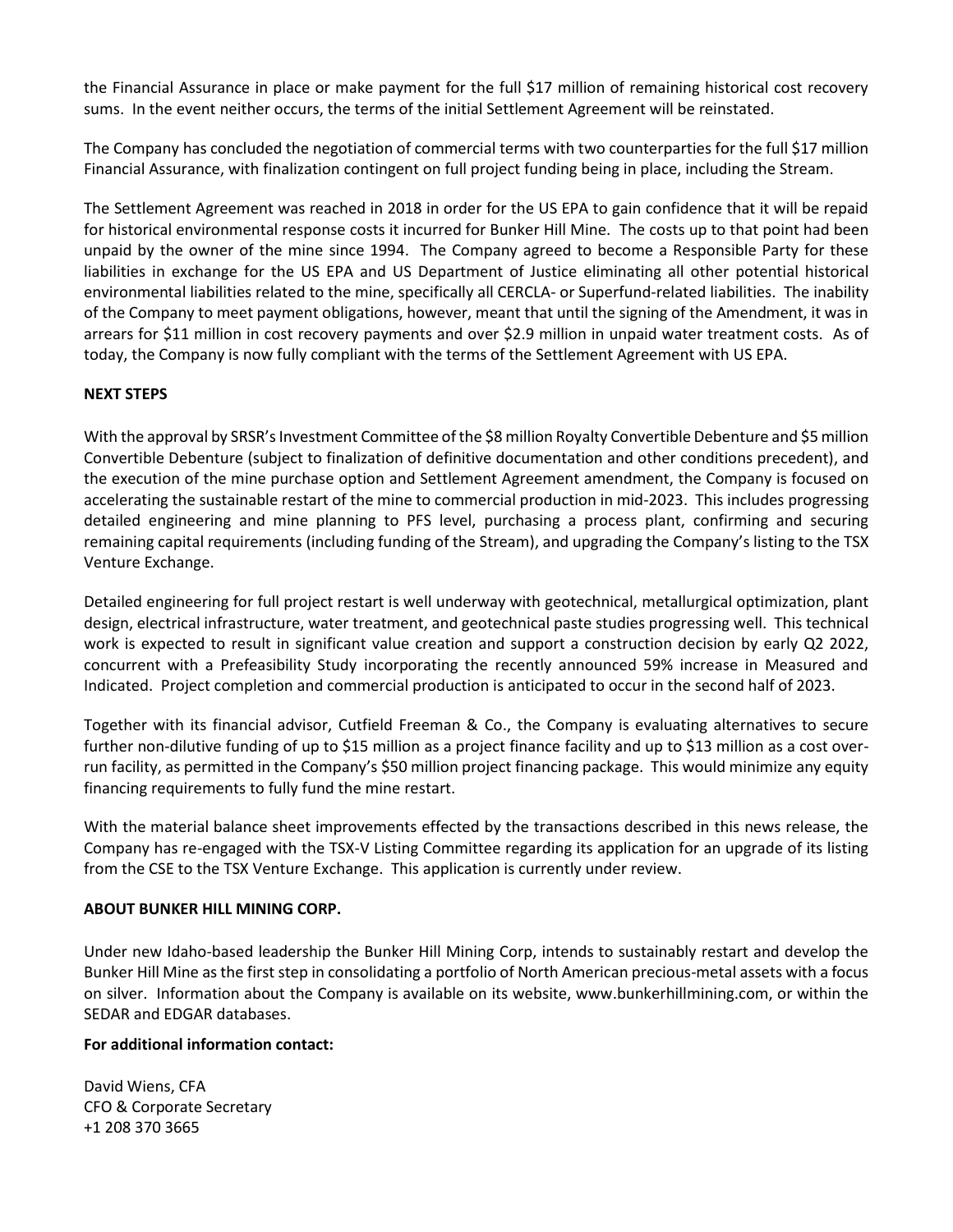the Financial Assurance in place or make payment for the full $17 million of remaining historical cost recovery sums. In the event neither occurs, the terms of the initial Settlement Agreement will be reinstated.

The Company has concluded the negotiation of commercial terms with two counterparties for the full $17 million Financial Assurance, with finalization contingent on full project funding being in place, including the Stream.

The Settlement Agreement was reached in 2018 in order for the US EPA to gain confidence that it will be repaid for historical environmental response costs it incurred for Bunker Hill Mine. The costs up to that point had been unpaid by the owner of the mine since 1994. The Company agreed to become a Responsible Party for these liabilities in exchange for the US EPA and US Department of Justice eliminating all other potential historical environmental liabilities related to the mine, specifically all CERCLA- or Superfund-related liabilities. The inability of the Company to meet payment obligations, however, meant that until the signing of the Amendment, it was in arrears for $11 million in cost recovery payments and over $2.9 million in unpaid water treatment costs. As of today, the Company is now fully compliant with the terms of the Settlement Agreement with US EPA.

**NEXT STEPS**

With the approval by SRSR's Investment Committee of the $8 million Royalty Convertible Debenture and $5 million Convertible Debenture (subject to finalization of definitive documentation and other conditions precedent), and the execution of the mine purchase option and Settlement Agreement amendment, the Company is focused on accelerating the sustainable restart of the mine to commercial production in mid-2023. This includes progressing detailed engineering and mine planning to PFS level, purchasing a process plant, confirming and securing remaining capital requirements (including funding of the Stream), and upgrading the Company's listing to the TSX Venture Exchange.

Detailed engineering for full project restart is well underway with geotechnical, metallurgical optimization, plant design, electrical infrastructure, water treatment, and geotechnical paste studies progressing well. This technical work is expected to result in significant value creation and support a construction decision by early Q2 2022, concurrent with a Prefeasibility Study incorporating the recently announced 59% increase in Measured and Indicated. Project completion and commercial production is anticipated to occur in the second half of 2023.

Together with its financial advisor, Cutfield Freeman & Co., the Company is evaluating alternatives to secure further non-dilutive funding of up to $15 million as a project finance facility and up to $13 million as a cost over-run facility, as permitted in the Company's $50 million project financing package. This would minimize any equity financing requirements to fully fund the mine restart.

With the material balance sheet improvements effected by the transactions described in this news release, the Company has re-engaged with the TSX-V Listing Committee regarding its application for an upgrade of its listing from the CSE to the TSX Venture Exchange. This application is currently under review.

**ABOUT BUNKER HILL MINING CORP.**

Under new Idaho-based leadership the Bunker Hill Mining Corp, intends to sustainably restart and develop the Bunker Hill Mine as the first step in consolidating a portfolio of North American precious-metal assets with a focus on silver. Information about the Company is available on its website, www.bunkerhillmining.com, or within the SEDAR and EDGAR databases.

**For additional information contact:**

David Wiens, CFA
CFO & Corporate Secretary
+1 208 370 3665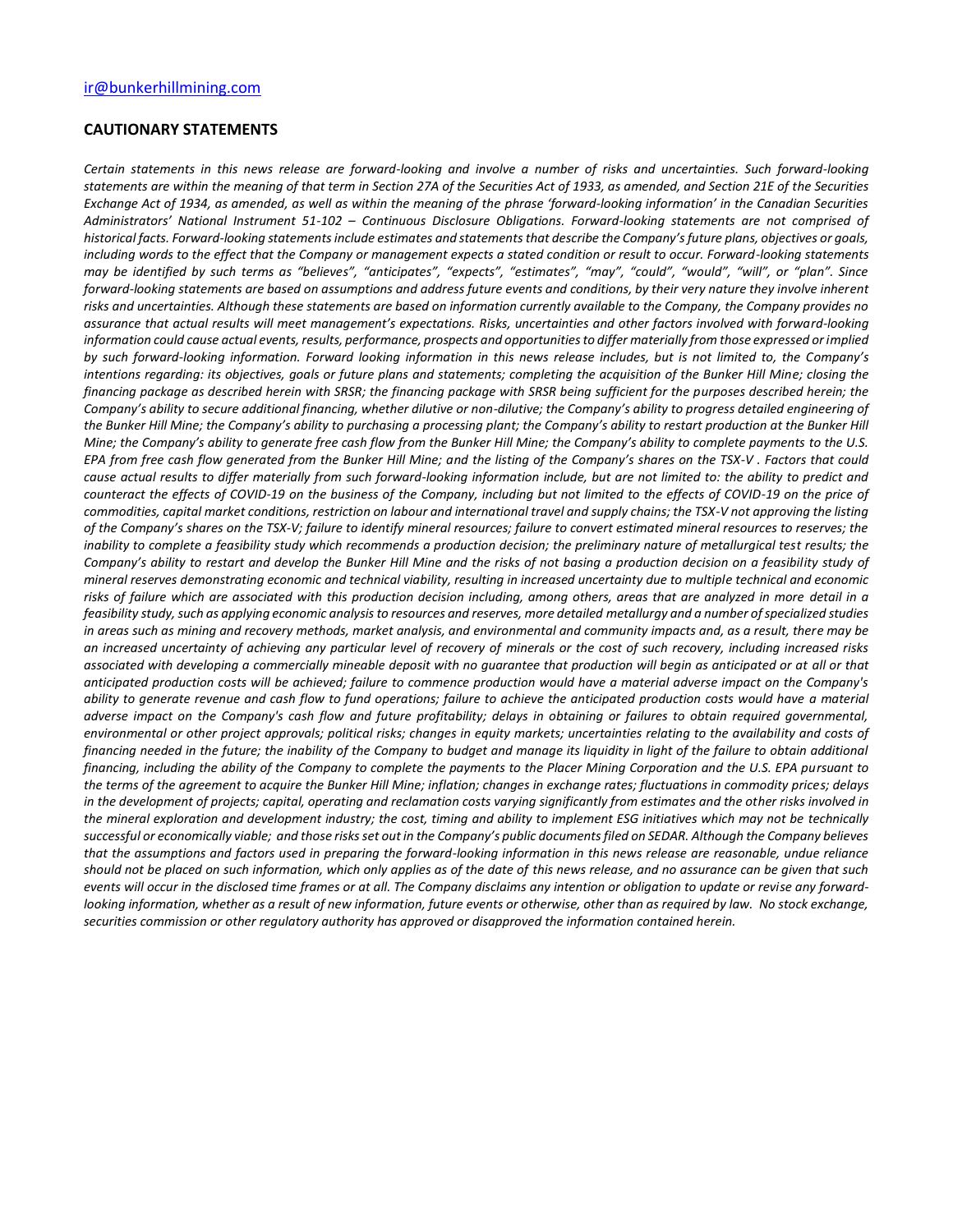ir@bunkerhillmining.com

## CAUTIONARY STATEMENTS

*Certain statements in this news release are forward-looking and involve a number of risks and uncertainties. Such forward-looking statements are within the meaning of that term in Section 27A of the Securities Act of 1933, as amended, and Section 21E of the Securities Exchange Act of 1934, as amended, as well as within the meaning of the phrase 'forward-looking information' in the Canadian Securities Administrators' National Instrument 51-102 – Continuous Disclosure Obligations. Forward-looking statements are not comprised of historical facts. Forward-looking statements include estimates and statements that describe the Company's future plans, objectives or goals, including words to the effect that the Company or management expects a stated condition or result to occur. Forward-looking statements may be identified by such terms as "believes", "anticipates", "expects", "estimates", "may", "could", "would", "will", or "plan". Since forward-looking statements are based on assumptions and address future events and conditions, by their very nature they involve inherent risks and uncertainties. Although these statements are based on information currently available to the Company, the Company provides no assurance that actual results will meet management's expectations. Risks, uncertainties and other factors involved with forward-looking information could cause actual events, results, performance, prospects and opportunities to differ materially from those expressed or implied by such forward-looking information. Forward looking information in this news release includes, but is not limited to, the Company's intentions regarding: its objectives, goals or future plans and statements; completing the acquisition of the Bunker Hill Mine; closing the financing package as described herein with SRSR; the financing package with SRSR being sufficient for the purposes described herein; the Company's ability to secure additional financing, whether dilutive or non-dilutive; the Company's ability to progress detailed engineering of the Bunker Hill Mine; the Company's ability to purchasing a processing plant; the Company's ability to restart production at the Bunker Hill Mine; the Company's ability to generate free cash flow from the Bunker Hill Mine; the Company's ability to complete payments to the U.S. EPA from free cash flow generated from the Bunker Hill Mine; and the listing of the Company's shares on the TSX-V . Factors that could cause actual results to differ materially from such forward-looking information include, but are not limited to: the ability to predict and counteract the effects of COVID-19 on the business of the Company, including but not limited to the effects of COVID-19 on the price of commodities, capital market conditions, restriction on labour and international travel and supply chains; the TSX-V not approving the listing of the Company's shares on the TSX-V; failure to identify mineral resources; failure to convert estimated mineral resources to reserves; the inability to complete a feasibility study which recommends a production decision; the preliminary nature of metallurgical test results; the Company's ability to restart and develop the Bunker Hill Mine and the risks of not basing a production decision on a feasibility study of mineral reserves demonstrating economic and technical viability, resulting in increased uncertainty due to multiple technical and economic risks of failure which are associated with this production decision including, among others, areas that are analyzed in more detail in a feasibility study, such as applying economic analysis to resources and reserves, more detailed metallurgy and a number of specialized studies in areas such as mining and recovery methods, market analysis, and environmental and community impacts and, as a result, there may be an increased uncertainty of achieving any particular level of recovery of minerals or the cost of such recovery, including increased risks associated with developing a commercially mineable deposit with no guarantee that production will begin as anticipated or at all or that anticipated production costs will be achieved; failure to commence production would have a material adverse impact on the Company's ability to generate revenue and cash flow to fund operations; failure to achieve the anticipated production costs would have a material adverse impact on the Company's cash flow and future profitability; delays in obtaining or failures to obtain required governmental, environmental or other project approvals; political risks; changes in equity markets; uncertainties relating to the availability and costs of financing needed in the future; the inability of the Company to budget and manage its liquidity in light of the failure to obtain additional financing, including the ability of the Company to complete the payments to the Placer Mining Corporation and the U.S. EPA pursuant to the terms of the agreement to acquire the Bunker Hill Mine; inflation; changes in exchange rates; fluctuations in commodity prices; delays in the development of projects; capital, operating and reclamation costs varying significantly from estimates and the other risks involved in the mineral exploration and development industry; the cost, timing and ability to implement ESG initiatives which may not be technically successful or economically viable; and those risks set out in the Company's public documents filed on SEDAR. Although the Company believes that the assumptions and factors used in preparing the forward-looking information in this news release are reasonable, undue reliance should not be placed on such information, which only applies as of the date of this news release, and no assurance can be given that such events will occur in the disclosed time frames or at all. The Company disclaims any intention or obligation to update or revise any forward-looking information, whether as a result of new information, future events or otherwise, other than as required by law. No stock exchange, securities commission or other regulatory authority has approved or disapproved the information contained herein.*